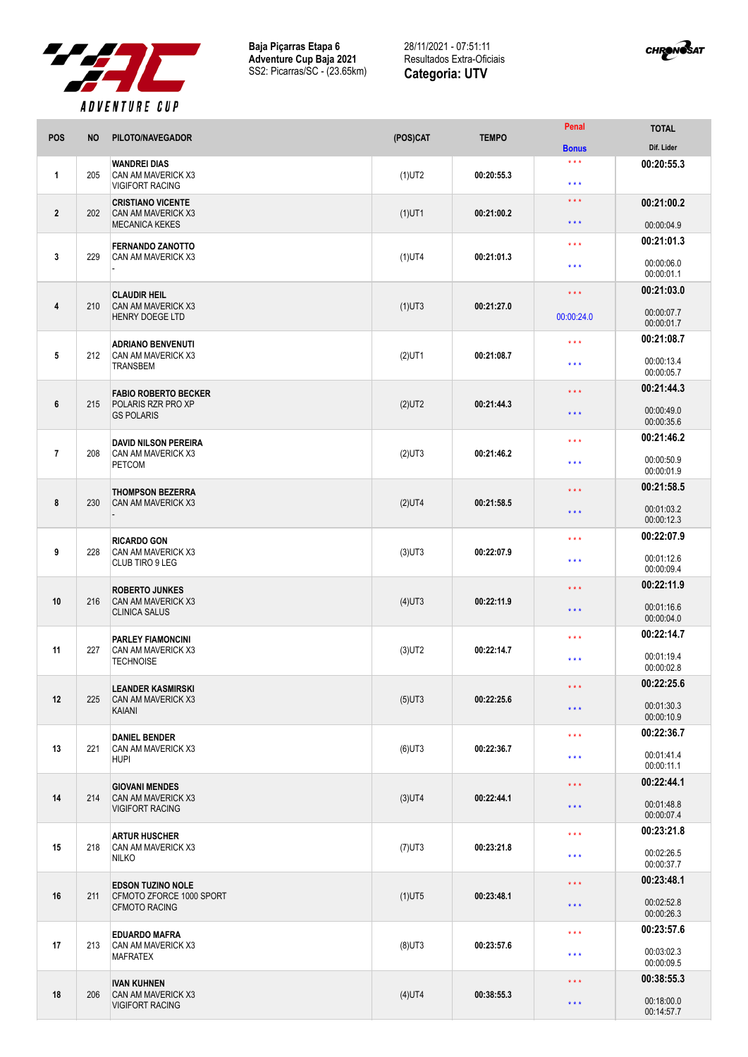ADVENTURE CUP

**Baja Piçarras Etapa 6**
**Adventure Cup Baja 2021**
SS2: Picarras/SC - (23.65km)

28/11/2021 - 07:51:11
Resultados Extra-Oficiais
**Categoria: UTV**

CHRONOSAT

| POS | NO | PILOTO/NAVEGADOR | (POS)CAT | TEMPO | Penal / Bonus | TOTAL / Dif. Lider |
|---|---|---|---|---|---|---|
| 1 | 205 | **WANDREI DIAS** CAN AM MAVERICK X3 VIGIFORT RACING | (1)UT2 | **00:20:55.3** | * * * / * * * | **00:20:55.3** |
| 2 | 202 | **CRISTIANO VICENTE** CAN AM MAVERICK X3 MECANICA KEKES | (1)UT1 | **00:21:00.2** | * * * / * * * | **00:21:00.2** 00:00:04.9 |
| 3 | 229 | **FERNANDO ZANOTTO** CAN AM MAVERICK X3 - | (1)UT4 | **00:21:01.3** | * * * / * * * | **00:21:01.3** 00:00:06.0 00:00:01.1 |
| 4 | 210 | **CLAUDIR HEIL** CAN AM MAVERICK X3 HENRY DOEGE LTD | (1)UT3 | **00:21:27.0** | * * * / 00:00:24.0 | **00:21:03.0** 00:00:07.7 00:00:01.7 |
| 5 | 212 | **ADRIANO BENVENUTI** CAN AM MAVERICK X3 TRANSBEM | (2)UT1 | **00:21:08.7** | * * * / * * * | **00:21:08.7** 00:00:13.4 00:00:05.7 |
| 6 | 215 | **FABIO ROBERTO BECKER** POLARIS RZR PRO XP GS POLARIS | (2)UT2 | **00:21:44.3** | * * * / * * * | **00:21:44.3** 00:00:49.0 00:00:35.6 |
| 7 | 208 | **DAVID NILSON PEREIRA** CAN AM MAVERICK X3 PETCOM | (2)UT3 | **00:21:46.2** | * * * / * * * | **00:21:46.2** 00:00:50.9 00:00:01.9 |
| 8 | 230 | **THOMPSON BEZERRA** CAN AM MAVERICK X3 - | (2)UT4 | **00:21:58.5** | * * * / * * * | **00:21:58.5** 00:01:03.2 00:00:12.3 |
| 9 | 228 | **RICARDO GON** CAN AM MAVERICK X3 CLUB TIRO 9 LEG | (3)UT3 | **00:22:07.9** | * * * / * * * | **00:22:07.9** 00:01:12.6 00:00:09.4 |
| 10 | 216 | **ROBERTO JUNKES** CAN AM MAVERICK X3 CLINICA SALUS | (4)UT3 | **00:22:11.9** | * * * / * * * | **00:22:11.9** 00:01:16.6 00:00:04.0 |
| 11 | 227 | **PARLEY FIAMONCINI** CAN AM MAVERICK X3 TECHNOISE | (3)UT2 | **00:22:14.7** | * * * / * * * | **00:22:14.7** 00:01:19.4 00:00:02.8 |
| 12 | 225 | **LEANDER KASMIRSKI** CAN AM MAVERICK X3 KAIANI | (5)UT3 | **00:22:25.6** | * * * / * * * | **00:22:25.6** 00:01:30.3 00:00:10.9 |
| 13 | 221 | **DANIEL BENDER** CAN AM MAVERICK X3 HUPI | (6)UT3 | **00:22:36.7** | * * * / * * * | **00:22:36.7** 00:01:41.4 00:00:11.1 |
| 14 | 214 | **GIOVANI MENDES** CAN AM MAVERICK X3 VIGIFORT RACING | (3)UT4 | **00:22:44.1** | * * * / * * * | **00:22:44.1** 00:01:48.8 00:00:07.4 |
| 15 | 218 | **ARTUR HUSCHER** CAN AM MAVERICK X3 NILKO | (7)UT3 | **00:23:21.8** | * * * / * * * | **00:23:21.8** 00:02:26.5 00:00:37.7 |
| 16 | 211 | **EDSON TUZINO NOLE** CFMOTO ZFORCE 1000 SPORT CFMOTO RACING | (1)UT5 | **00:23:48.1** | * * * / * * * | **00:23:48.1** 00:02:52.8 00:00:26.3 |
| 17 | 213 | **EDUARDO MAFRA** CAN AM MAVERICK X3 MAFRATEX | (8)UT3 | **00:23:57.6** | * * * / * * * | **00:23:57.6** 00:03:02.3 00:00:09.5 |
| 18 | 206 | **IVAN KUHNEN** CAN AM MAVERICK X3 VIGIFORT RACING | (4)UT4 | **00:38:55.3** | * * * / * * * | **00:38:55.3** 00:18:00.0 00:14:57.7 |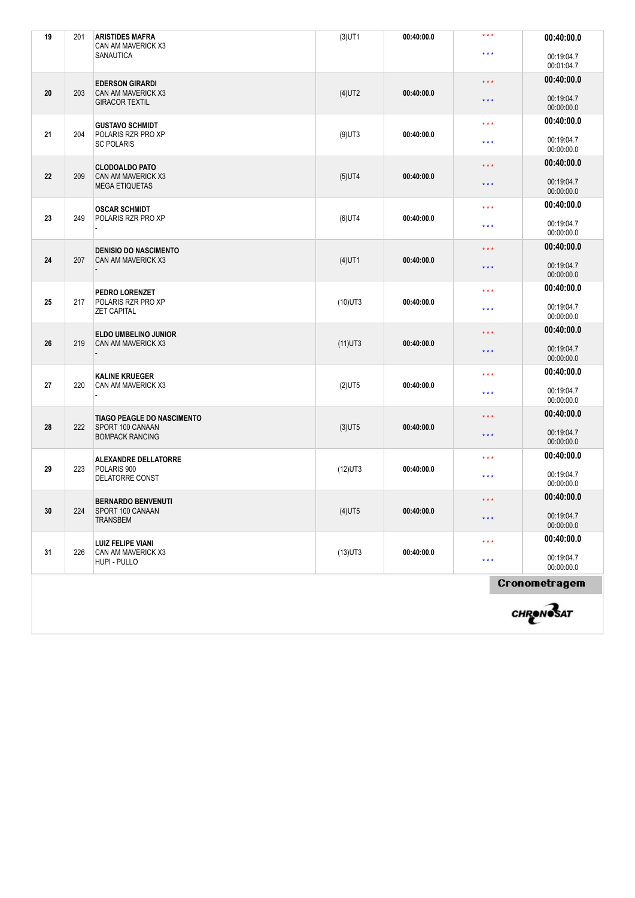| | | | | | | |
|---|---|---|---|---|---|---|
| 19 | 201 | **ARISTIDES MAFRA**<br>CAN AM MAVERICK X3<br>SANAUTICA | (3)UT1 | **00:40:00.0** | \* \* \*<br>\* \* \* | **00:40:00.0**<br>00:19:04.7<br>00:01:04.7 |
| 20 | 203 | **EDERSON GIRARDI**<br>CAN AM MAVERICK X3<br>GIRACOR TEXTIL | (4)UT2 | **00:40:00.0** | \* \* \*<br>\* \* \* | **00:40:00.0**<br>00:19:04.7<br>00:00:00.0 |
| 21 | 204 | **GUSTAVO SCHMIDT**<br>POLARIS RZR PRO XP<br>SC POLARIS | (9)UT3 | **00:40:00.0** | \* \* \*<br>\* \* \* | **00:40:00.0**<br>00:19:04.7<br>00:00:00.0 |
| 22 | 209 | **CLODOALDO PATO**<br>CAN AM MAVERICK X3<br>MEGA ETIQUETAS | (5)UT4 | **00:40:00.0** | \* \* \*<br>\* \* \* | **00:40:00.0**<br>00:19:04.7<br>00:00:00.0 |
| 23 | 249 | **OSCAR SCHMIDT**<br>POLARIS RZR PRO XP<br>- | (6)UT4 | **00:40:00.0** | \* \* \*<br>\* \* \* | **00:40:00.0**<br>00:19:04.7<br>00:00:00.0 |
| 24 | 207 | **DENISIO DO NASCIMENTO**<br>CAN AM MAVERICK X3<br>- | (4)UT1 | **00:40:00.0** | \* \* \*<br>\* \* \* | **00:40:00.0**<br>00:19:04.7<br>00:00:00.0 |
| 25 | 217 | **PEDRO LORENZET**<br>POLARIS RZR PRO XP<br>ZET CAPITAL | (10)UT3 | **00:40:00.0** | \* \* \*<br>\* \* \* | **00:40:00.0**<br>00:19:04.7<br>00:00:00.0 |
| 26 | 219 | **ELDO UMBELINO JUNIOR**<br>CAN AM MAVERICK X3<br>- | (11)UT3 | **00:40:00.0** | \* \* \*<br>\* \* \* | **00:40:00.0**<br>00:19:04.7<br>00:00:00.0 |
| 27 | 220 | **KALINE KRUEGER**<br>CAN AM MAVERICK X3<br>- | (2)UT5 | **00:40:00.0** | \* \* \*<br>\* \* \* | **00:40:00.0**<br>00:19:04.7<br>00:00:00.0 |
| 28 | 222 | **TIAGO PEAGLE DO NASCIMENTO**<br>SPORT 100 CANAAN<br>BOMPACK RANCING | (3)UT5 | **00:40:00.0** | \* \* \*<br>\* \* \* | **00:40:00.0**<br>00:19:04.7<br>00:00:00.0 |
| 29 | 223 | **ALEXANDRE DELLATORRE**<br>POLARIS 900<br>DELATORRE CONST | (12)UT3 | **00:40:00.0** | \* \* \*<br>\* \* \* | **00:40:00.0**<br>00:19:04.7<br>00:00:00.0 |
| 30 | 224 | **BERNARDO BENVENUTI**<br>SPORT 100 CANAAN<br>TRANSBEM | (4)UT5 | **00:40:00.0** | \* \* \*<br>\* \* \* | **00:40:00.0**<br>00:19:04.7<br>00:00:00.0 |
| 31 | 226 | **LUIZ FELIPE VIANI**<br>CAN AM MAVERICK X3<br>HUPI - PULLO | (13)UT3 | **00:40:00.0** | \* \* \*<br>\* \* \* | **00:40:00.0**<br>00:19:04.7<br>00:00:00.0 |

**Cronometragem**

CHRONOSAT